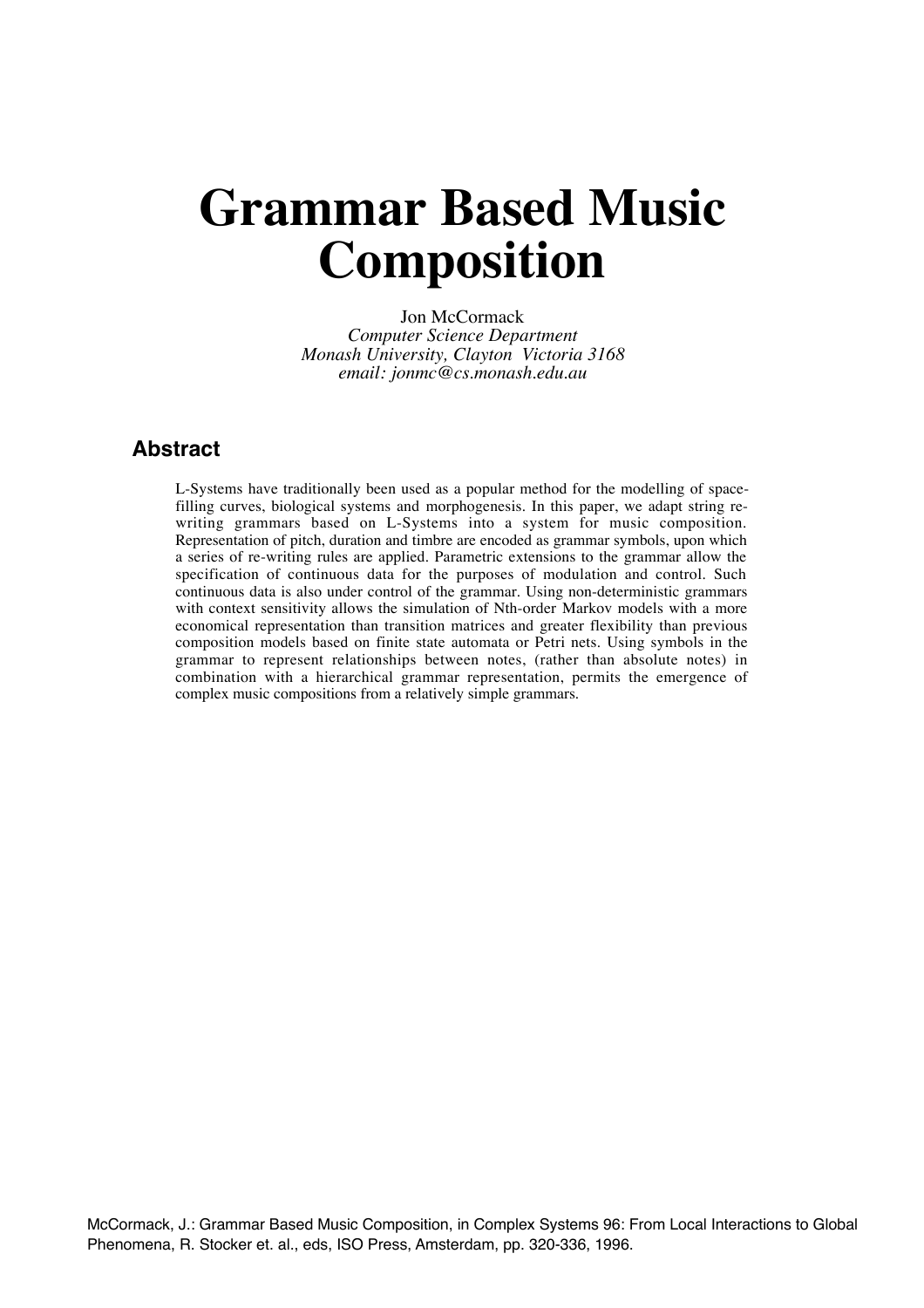# Grammar Based Music Composition

Jon McCormack
*Computer Science Department*
*Monash University, Clayton Victoria 3168*
*email: jonmc@cs.monash.edu.au*

## Abstract

L-Systems have traditionally been used as a popular method for the modelling of space-filling curves, biological systems and morphogenesis. In this paper, we adapt string re-writing grammars based on L-Systems into a system for music composition. Representation of pitch, duration and timbre are encoded as grammar symbols, upon which a series of re-writing rules are applied. Parametric extensions to the grammar allow the specification of continuous data for the purposes of modulation and control. Such continuous data is also under control of the grammar. Using non-deterministic grammars with context sensitivity allows the simulation of Nth-order Markov models with a more economical representation than transition matrices and greater flexibility than previous composition models based on finite state automata or Petri nets. Using symbols in the grammar to represent relationships between notes, (rather than absolute notes) in combination with a hierarchical grammar representation, permits the emergence of complex music compositions from a relatively simple grammars.

McCormack, J.: Grammar Based Music Composition, in Complex Systems 96: From Local Interactions to Global Phenomena, R. Stocker et. al., eds, ISO Press, Amsterdam, pp. 320-336, 1996.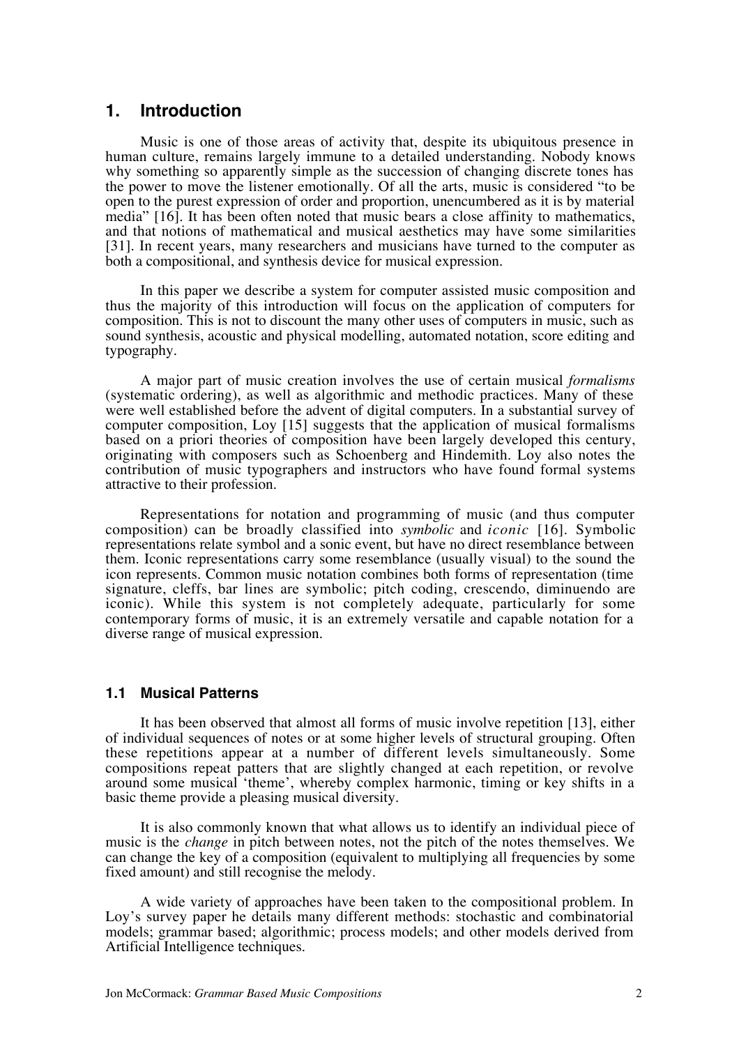# 1. Introduction

Music is one of those areas of activity that, despite its ubiquitous presence in human culture, remains largely immune to a detailed understanding. Nobody knows why something so apparently simple as the succession of changing discrete tones has the power to move the listener emotionally. Of all the arts, music is considered "to be open to the purest expression of order and proportion, unencumbered as it is by material media" [16]. It has been often noted that music bears a close affinity to mathematics, and that notions of mathematical and musical aesthetics may have some similarities [31]. In recent years, many researchers and musicians have turned to the computer as both a compositional, and synthesis device for musical expression.

In this paper we describe a system for computer assisted music composition and thus the majority of this introduction will focus on the application of computers for composition. This is not to discount the many other uses of computers in music, such as sound synthesis, acoustic and physical modelling, automated notation, score editing and typography.

A major part of music creation involves the use of certain musical *formalisms* (systematic ordering), as well as algorithmic and methodic practices. Many of these were well established before the advent of digital computers. In a substantial survey of computer composition, Loy [15] suggests that the application of musical formalisms based on a priori theories of composition have been largely developed this century, originating with composers such as Schoenberg and Hindemith. Loy also notes the contribution of music typographers and instructors who have found formal systems attractive to their profession.

Representations for notation and programming of music (and thus computer composition) can be broadly classified into *symbolic* and *iconic* [16]. Symbolic representations relate symbol and a sonic event, but have no direct resemblance between them. Iconic representations carry some resemblance (usually visual) to the sound the icon represents. Common music notation combines both forms of representation (time signature, cleffs, bar lines are symbolic; pitch coding, crescendo, diminuendo are iconic). While this system is not completely adequate, particularly for some contemporary forms of music, it is an extremely versatile and capable notation for a diverse range of musical expression.

## 1.1 Musical Patterns

It has been observed that almost all forms of music involve repetition [13], either of individual sequences of notes or at some higher levels of structural grouping. Often these repetitions appear at a number of different levels simultaneously. Some compositions repeat patters that are slightly changed at each repetition, or revolve around some musical 'theme', whereby complex harmonic, timing or key shifts in a basic theme provide a pleasing musical diversity.

It is also commonly known that what allows us to identify an individual piece of music is the *change* in pitch between notes, not the pitch of the notes themselves. We can change the key of a composition (equivalent to multiplying all frequencies by some fixed amount) and still recognise the melody.

A wide variety of approaches have been taken to the compositional problem. In Loy's survey paper he details many different methods: stochastic and combinatorial models; grammar based; algorithmic; process models; and other models derived from Artificial Intelligence techniques.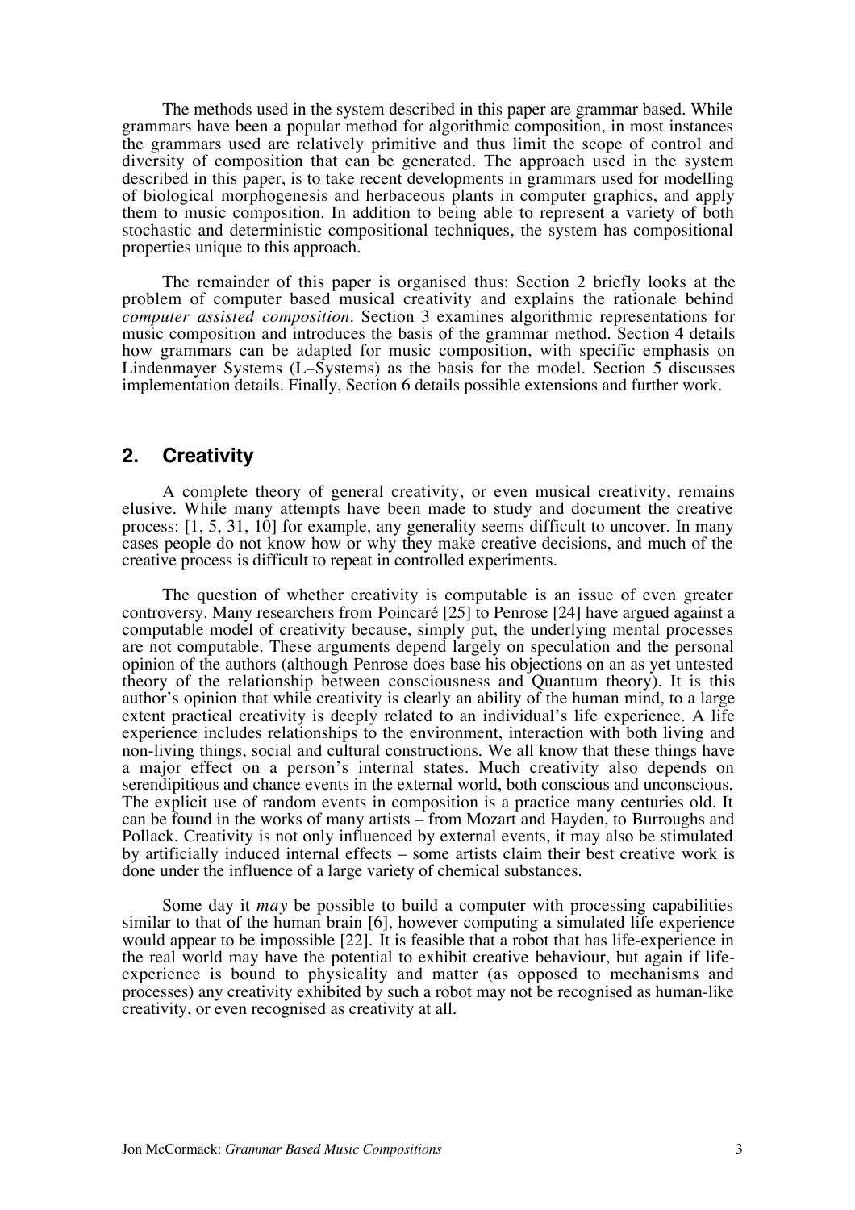The methods used in the system described in this paper are grammar based. While grammars have been a popular method for algorithmic composition, in most instances the grammars used are relatively primitive and thus limit the scope of control and diversity of composition that can be generated. The approach used in the system described in this paper, is to take recent developments in grammars used for modelling of biological morphogenesis and herbaceous plants in computer graphics, and apply them to music composition. In addition to being able to represent a variety of both stochastic and deterministic compositional techniques, the system has compositional properties unique to this approach.

The remainder of this paper is organised thus: Section 2 briefly looks at the problem of computer based musical creativity and explains the rationale behind *computer assisted composition*. Section 3 examines algorithmic representations for music composition and introduces the basis of the grammar method. Section 4 details how grammars can be adapted for music composition, with specific emphasis on Lindenmayer Systems (L–Systems) as the basis for the model. Section 5 discusses implementation details. Finally, Section 6 details possible extensions and further work.

## 2. Creativity

A complete theory of general creativity, or even musical creativity, remains elusive. While many attempts have been made to study and document the creative process: [1, 5, 31, 10] for example, any generality seems difficult to uncover. In many cases people do not know how or why they make creative decisions, and much of the creative process is difficult to repeat in controlled experiments.

The question of whether creativity is computable is an issue of even greater controversy. Many researchers from Poincaré [25] to Penrose [24] have argued against a computable model of creativity because, simply put, the underlying mental processes are not computable. These arguments depend largely on speculation and the personal opinion of the authors (although Penrose does base his objections on an as yet untested theory of the relationship between consciousness and Quantum theory). It is this author's opinion that while creativity is clearly an ability of the human mind, to a large extent practical creativity is deeply related to an individual's life experience. A life experience includes relationships to the environment, interaction with both living and non-living things, social and cultural constructions. We all know that these things have a major effect on a person's internal states. Much creativity also depends on serendipitious and chance events in the external world, both conscious and unconscious. The explicit use of random events in composition is a practice many centuries old. It can be found in the works of many artists – from Mozart and Hayden, to Burroughs and Pollack. Creativity is not only influenced by external events, it may also be stimulated by artificially induced internal effects – some artists claim their best creative work is done under the influence of a large variety of chemical substances.

Some day it *may* be possible to build a computer with processing capabilities similar to that of the human brain [6], however computing a simulated life experience would appear to be impossible [22]. It is feasible that a robot that has life-experience in the real world may have the potential to exhibit creative behaviour, but again if life-experience is bound to physicality and matter (as opposed to mechanisms and processes) any creativity exhibited by such a robot may not be recognised as human-like creativity, or even recognised as creativity at all.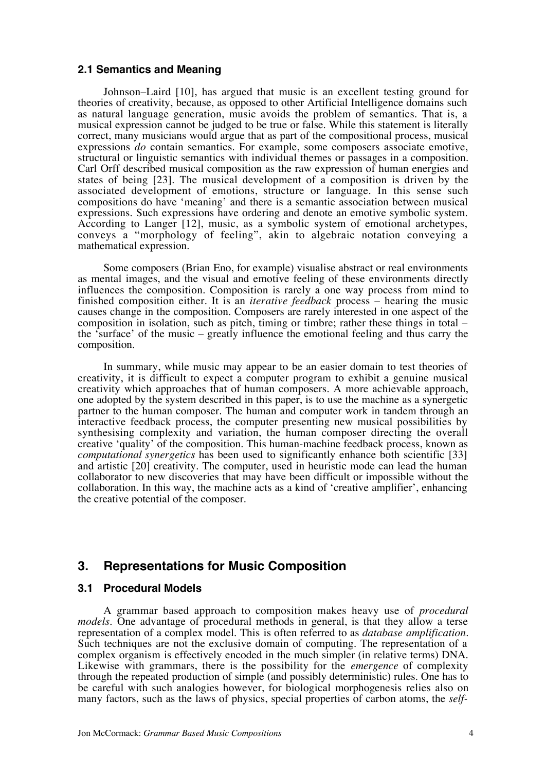### 2.1 Semantics and Meaning

Johnson–Laird [10], has argued that music is an excellent testing ground for theories of creativity, because, as opposed to other Artificial Intelligence domains such as natural language generation, music avoids the problem of semantics. That is, a musical expression cannot be judged to be true or false. While this statement is literally correct, many musicians would argue that as part of the compositional process, musical expressions *do* contain semantics. For example, some composers associate emotive, structural or linguistic semantics with individual themes or passages in a composition. Carl Orff described musical composition as the raw expression of human energies and states of being [23]. The musical development of a composition is driven by the associated development of emotions, structure or language. In this sense such compositions do have 'meaning' and there is a semantic association between musical expressions. Such expressions have ordering and denote an emotive symbolic system. According to Langer [12], music, as a symbolic system of emotional archetypes, conveys a "morphology of feeling", akin to algebraic notation conveying a mathematical expression.

Some composers (Brian Eno, for example) visualise abstract or real environments as mental images, and the visual and emotive feeling of these environments directly influences the composition. Composition is rarely a one way process from mind to finished composition either. It is an *iterative feedback* process – hearing the music causes change in the composition. Composers are rarely interested in one aspect of the composition in isolation, such as pitch, timing or timbre; rather these things in total – the 'surface' of the music – greatly influence the emotional feeling and thus carry the composition.

In summary, while music may appear to be an easier domain to test theories of creativity, it is difficult to expect a computer program to exhibit a genuine musical creativity which approaches that of human composers. A more achievable approach, one adopted by the system described in this paper, is to use the machine as a synergetic partner to the human composer. The human and computer work in tandem through an interactive feedback process, the computer presenting new musical possibilities by synthesising complexity and variation, the human composer directing the overall creative 'quality' of the composition. This human-machine feedback process, known as *computational synergetics* has been used to significantly enhance both scientific [33] and artistic [20] creativity. The computer, used in heuristic mode can lead the human collaborator to new discoveries that may have been difficult or impossible without the collaboration. In this way, the machine acts as a kind of 'creative amplifier', enhancing the creative potential of the composer.

## 3. Representations for Music Composition

### 3.1 Procedural Models

A grammar based approach to composition makes heavy use of *procedural models*. One advantage of procedural methods in general, is that they allow a terse representation of a complex model. This is often referred to as *database amplification*. Such techniques are not the exclusive domain of computing. The representation of a complex organism is effectively encoded in the much simpler (in relative terms) DNA. Likewise with grammars, there is the possibility for the *emergence* of complexity through the repeated production of simple (and possibly deterministic) rules. One has to be careful with such analogies however, for biological morphogenesis relies also on many factors, such as the laws of physics, special properties of carbon atoms, the *self-*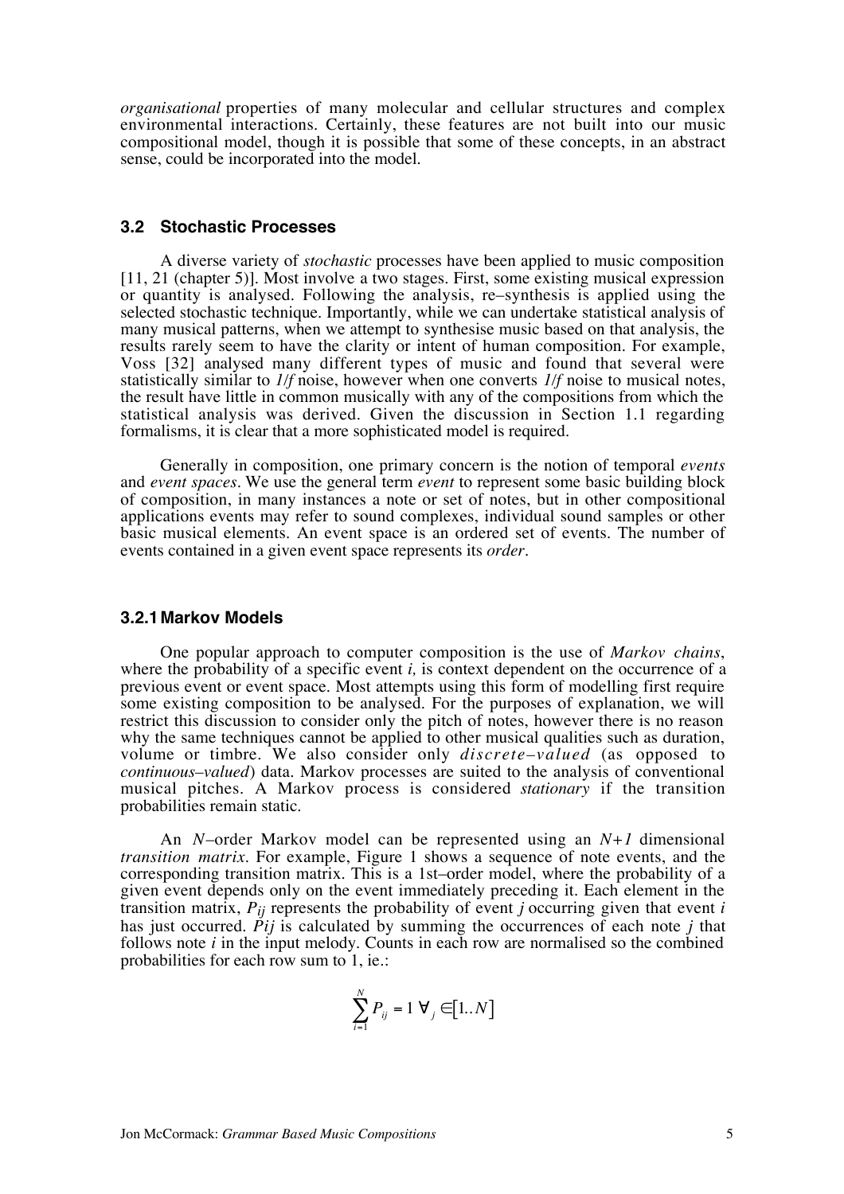*organisational* properties of many molecular and cellular structures and complex environmental interactions. Certainly, these features are not built into our music compositional model, though it is possible that some of these concepts, in an abstract sense, could be incorporated into the model.

### 3.2 Stochastic Processes

A diverse variety of *stochastic* processes have been applied to music composition [11, 21 (chapter 5)]. Most involve a two stages. First, some existing musical expression or quantity is analysed. Following the analysis, re–synthesis is applied using the selected stochastic technique. Importantly, while we can undertake statistical analysis of many musical patterns, when we attempt to synthesise music based on that analysis, the results rarely seem to have the clarity or intent of human composition. For example, Voss [32] analysed many different types of music and found that several were statistically similar to *1/f* noise, however when one converts *1/f* noise to musical notes, the result have little in common musically with any of the compositions from which the statistical analysis was derived. Given the discussion in Section 1.1 regarding formalisms, it is clear that a more sophisticated model is required.

Generally in composition, one primary concern is the notion of temporal *events* and *event spaces*. We use the general term *event* to represent some basic building block of composition, in many instances a note or set of notes, but in other compositional applications events may refer to sound complexes, individual sound samples or other basic musical elements. An event space is an ordered set of events. The number of events contained in a given event space represents its *order*.

#### 3.2.1 Markov Models

One popular approach to computer composition is the use of *Markov chains*, where the probability of a specific event *i,* is context dependent on the occurrence of a previous event or event space. Most attempts using this form of modelling first require some existing composition to be analysed. For the purposes of explanation, we will restrict this discussion to consider only the pitch of notes, however there is no reason why the same techniques cannot be applied to other musical qualities such as duration, volume or timbre. We also consider only *discrete–valued* (as opposed to *continuous–valued*) data. Markov processes are suited to the analysis of conventional musical pitches. A Markov process is considered *stationary* if the transition probabilities remain static.

An $N$–order Markov model can be represented using an $N+1$ dimensional *transition matrix*. For example, Figure 1 shows a sequence of note events, and the corresponding transition matrix. This is a 1st–order model, where the probability of a given event depends only on the event immediately preceding it. Each element in the transition matrix, $P_{ij}$ represents the probability of event $j$ occurring given that event $i$ has just occurred. $Pij$ is calculated by summing the occurrences of each note $j$ that follows note $i$ in the input melody. Counts in each row are normalised so the combined probabilities for each row sum to 1, ie.:

$$\sum_{i=1}^{N} P_{ij} = 1 \ \forall_{j} \in [1..N]$$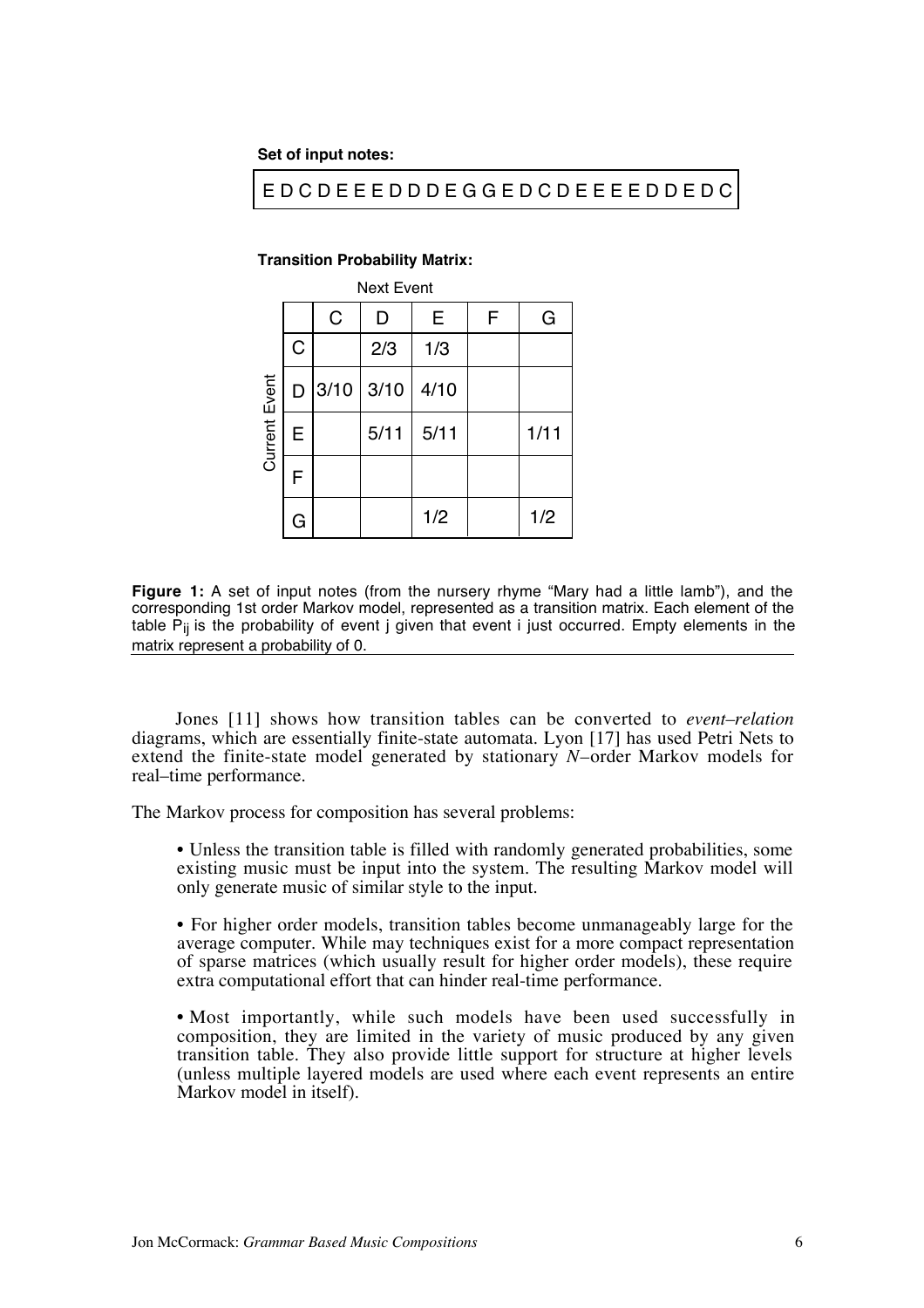**Set of input notes:**

E D C D E E E D D D E G G E D C D E E E E D D E D C

**Transition Probability Matrix:**

| Current Event \ Next Event | C | D | E | F | G |
|---|---|---|---|---|---|
| C | | 2/3 | 1/3 | | |
| D | 3/10 | 3/10 | 4/10 | | |
| E | | 5/11 | 5/11 | | 1/11 |
| F | | | | | |
| G | | | 1/2 | | 1/2 |

**Figure 1:** A set of input notes (from the nursery rhyme "Mary had a little lamb"), and the corresponding 1st order Markov model, represented as a transition matrix. Each element of the table $P_{ij}$ is the probability of event j given that event i just occurred. Empty elements in the matrix represent a probability of 0.

Jones [11] shows how transition tables can be converted to *event–relation* diagrams, which are essentially finite-state automata. Lyon [17] has used Petri Nets to extend the finite-state model generated by stationary *N*–order Markov models for real–time performance.

The Markov process for composition has several problems:

- Unless the transition table is filled with randomly generated probabilities, some existing music must be input into the system. The resulting Markov model will only generate music of similar style to the input.

- For higher order models, transition tables become unmanageably large for the average computer. While may techniques exist for a more compact representation of sparse matrices (which usually result for higher order models), these require extra computational effort that can hinder real-time performance.

- Most importantly, while such models have been used successfully in composition, they are limited in the variety of music produced by any given transition table. They also provide little support for structure at higher levels (unless multiple layered models are used where each event represents an entire Markov model in itself).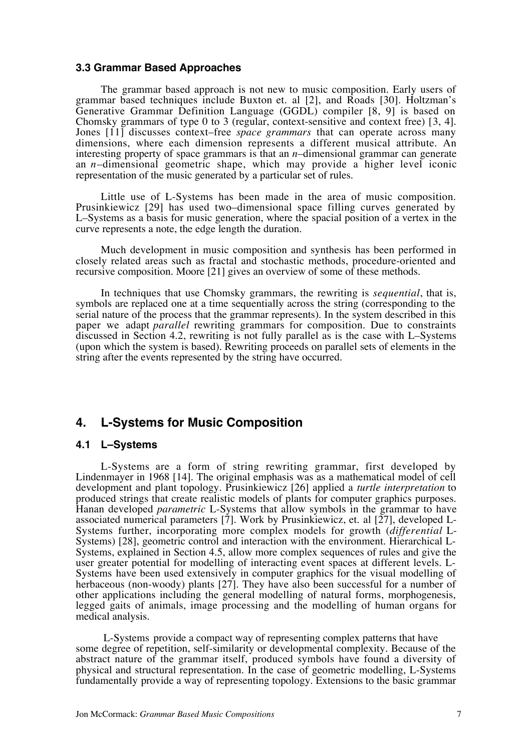### 3.3 Grammar Based Approaches

The grammar based approach is not new to music composition. Early users of grammar based techniques include Buxton et. al [2], and Roads [30]. Holtzman's Generative Grammar Definition Language (GGDL) compiler [8, 9] is based on Chomsky grammars of type 0 to 3 (regular, context-sensitive and context free) [3, 4]. Jones [11] discusses context–free *space grammars* that can operate across many dimensions, where each dimension represents a different musical attribute. An interesting property of space grammars is that an *n*–dimensional grammar can generate an *n*–dimensional geometric shape, which may provide a higher level iconic representation of the music generated by a particular set of rules.

Little use of L-Systems has been made in the area of music composition. Prusinkiewicz [29] has used two–dimensional space filling curves generated by L–Systems as a basis for music generation, where the spacial position of a vertex in the curve represents a note, the edge length the duration.

Much development in music composition and synthesis has been performed in closely related areas such as fractal and stochastic methods, procedure-oriented and recursive composition. Moore [21] gives an overview of some of these methods.

In techniques that use Chomsky grammars, the rewriting is *sequential*, that is, symbols are replaced one at a time sequentially across the string (corresponding to the serial nature of the process that the grammar represents). In the system described in this paper we adapt *parallel* rewriting grammars for composition. Due to constraints discussed in Section 4.2, rewriting is not fully parallel as is the case with L–Systems (upon which the system is based). Rewriting proceeds on parallel sets of elements in the string after the events represented by the string have occurred.

## 4. L-Systems for Music Composition

### 4.1 L–Systems

L-Systems are a form of string rewriting grammar, first developed by Lindenmayer in 1968 [14]. The original emphasis was as a mathematical model of cell development and plant topology. Prusinkiewicz [26] applied a *turtle interpretation* to produced strings that create realistic models of plants for computer graphics purposes. Hanan developed *parametric* L-Systems that allow symbols in the grammar to have associated numerical parameters [7]. Work by Prusinkiewicz, et. al [27], developed L-Systems further, incorporating more complex models for growth (*differential* L-Systems) [28], geometric control and interaction with the environment. Hierarchical L-Systems, explained in Section 4.5, allow more complex sequences of rules and give the user greater potential for modelling of interacting event spaces at different levels. L-Systems have been used extensively in computer graphics for the visual modelling of herbaceous (non-woody) plants [27]. They have also been successful for a number of other applications including the general modelling of natural forms, morphogenesis, legged gaits of animals, image processing and the modelling of human organs for medical analysis.

L-Systems provide a compact way of representing complex patterns that have some degree of repetition, self-similarity or developmental complexity. Because of the abstract nature of the grammar itself, produced symbols have found a diversity of physical and structural representation. In the case of geometric modelling, L-Systems fundamentally provide a way of representing topology. Extensions to the basic grammar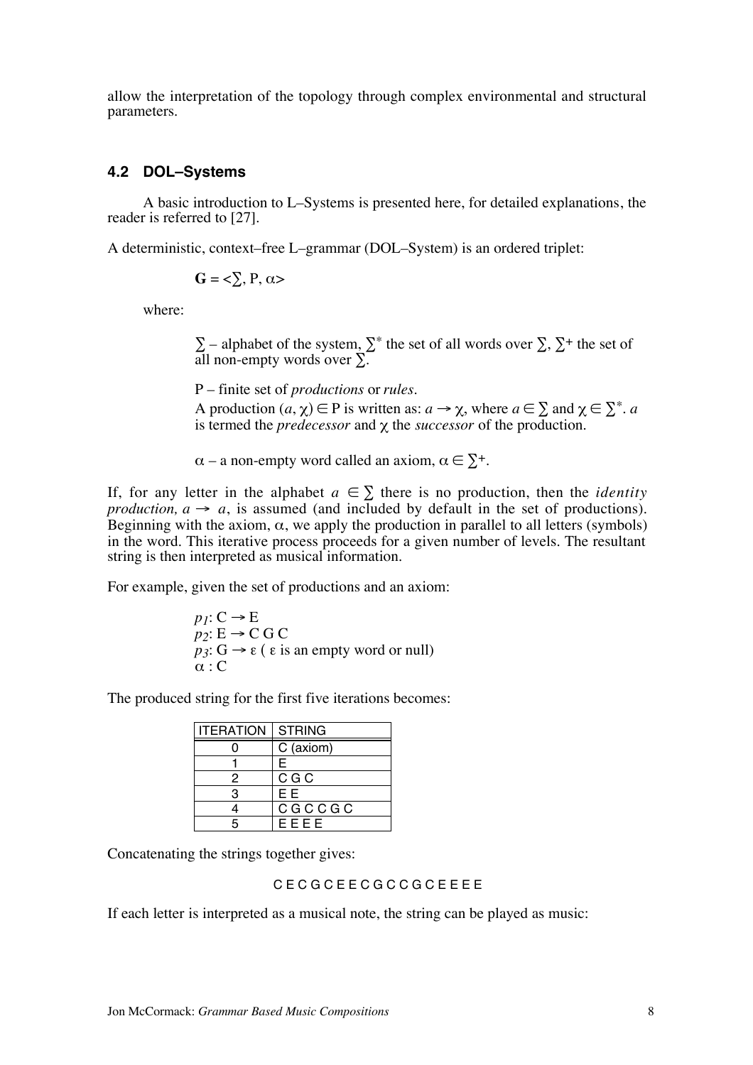allow the interpretation of the topology through complex environmental and structural parameters.

### 4.2 DOL–Systems

A basic introduction to L–Systems is presented here, for detailed explanations, the reader is referred to [27].

A deterministic, context–free L–grammar (DOL–System) is an ordered triplet:

$$\mathbf{G} = <\sum, \mathrm{P}, \alpha>$$

where:

> $\sum$ – alphabet of the system, $\sum^*$ the set of all words over $\sum$, $\sum^+$ the set of all non-empty words over $\sum$.
>
> P – finite set of *productions* or *rules*.
> A production $(a, \chi) \in \mathrm{P}$ is written as: $a \rightarrow \chi$, where $a \in \sum$ and $\chi \in \sum^*$. $a$ is termed the *predecessor* and $\chi$ the *successor* of the production.
>
> $\alpha$ – a non-empty word called an axiom, $\alpha \in \sum^+$.

If, for any letter in the alphabet $a \in \sum$ there is no production, then the *identity production,* $a \rightarrow a$, is assumed (and included by default in the set of productions). Beginning with the axiom, $\alpha$, we apply the production in parallel to all letters (symbols) in the word. This iterative process proceeds for a given number of levels. The resultant string is then interpreted as musical information.

For example, given the set of productions and an axiom:

> $p_1$: C $\rightarrow$ E
> $p_2$: E $\rightarrow$ C G C
> $p_3$: G $\rightarrow \varepsilon$ ( $\varepsilon$ is an empty word or null)
> $\alpha$ : C

The produced string for the first five iterations becomes:

| ITERATION | STRING |
|---|---|
| 0 | C (axiom) |
| 1 | E |
| 2 | C G C |
| 3 | E E |
| 4 | C G C C G C |
| 5 | E E E E |

Concatenating the strings together gives:

C E C G C E E C G C C G C E E E E

If each letter is interpreted as a musical note, the string can be played as music: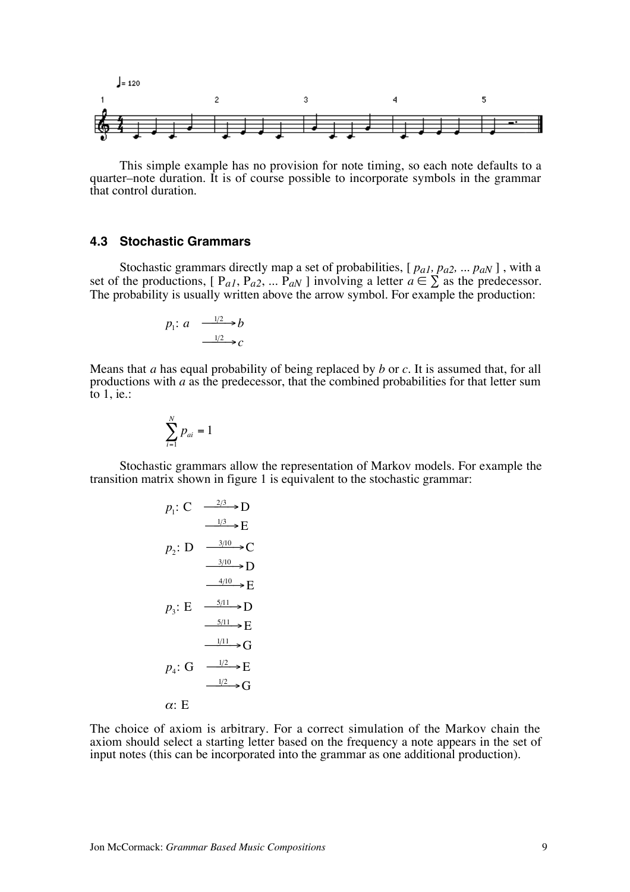This simple example has no provision for note timing, so each note defaults to a quarter–note duration. It is of course possible to incorporate symbols in the grammar that control duration.

### 4.3 Stochastic Grammars

Stochastic grammars directly map a set of probabilities, [ $p_{a1}, p_{a2}, \ldots p_{aN}$ ] , with a set of the productions, [ $P_{a1}, P_{a2}, \ldots P_{aN}$ ] involving a letter $a \in \sum$ as the predecessor. The probability is usually written above the arrow symbol. For example the production:

$$
\begin{aligned}
p_1\!: a \;\; &\xrightarrow{1/2} b \\
&\xrightarrow{1/2} c
\end{aligned}
$$

Means that *a* has equal probability of being replaced by *b* or *c*. It is assumed that, for all productions with *a* as the predecessor, that the combined probabilities for that letter sum to 1, ie.:

$$
\sum_{i=1}^{N} p_{ai} = 1
$$

Stochastic grammars allow the representation of Markov models. For example the transition matrix shown in figure 1 is equivalent to the stochastic grammar:

$$
\begin{aligned}
p_1\!: \mathrm{C} \;\; &\xrightarrow{2/3} \mathrm{D} \\
&\xrightarrow{1/3} \mathrm{E} \\
p_2\!: \mathrm{D} \;\; &\xrightarrow{3/10} \mathrm{C} \\
&\xrightarrow{3/10} \mathrm{D} \\
&\xrightarrow{4/10} \mathrm{E} \\
p_3\!: \mathrm{E} \;\; &\xrightarrow{5/11} \mathrm{D} \\
&\xrightarrow{5/11} \mathrm{E} \\
&\xrightarrow{1/11} \mathrm{G} \\
p_4\!: \mathrm{G} \;\; &\xrightarrow{1/2} \mathrm{E} \\
&\xrightarrow{1/2} \mathrm{G} \\
\alpha\!: \mathrm{E} &
\end{aligned}
$$

The choice of axiom is arbitrary. For a correct simulation of the Markov chain the axiom should select a starting letter based on the frequency a note appears in the set of input notes (this can be incorporated into the grammar as one additional production).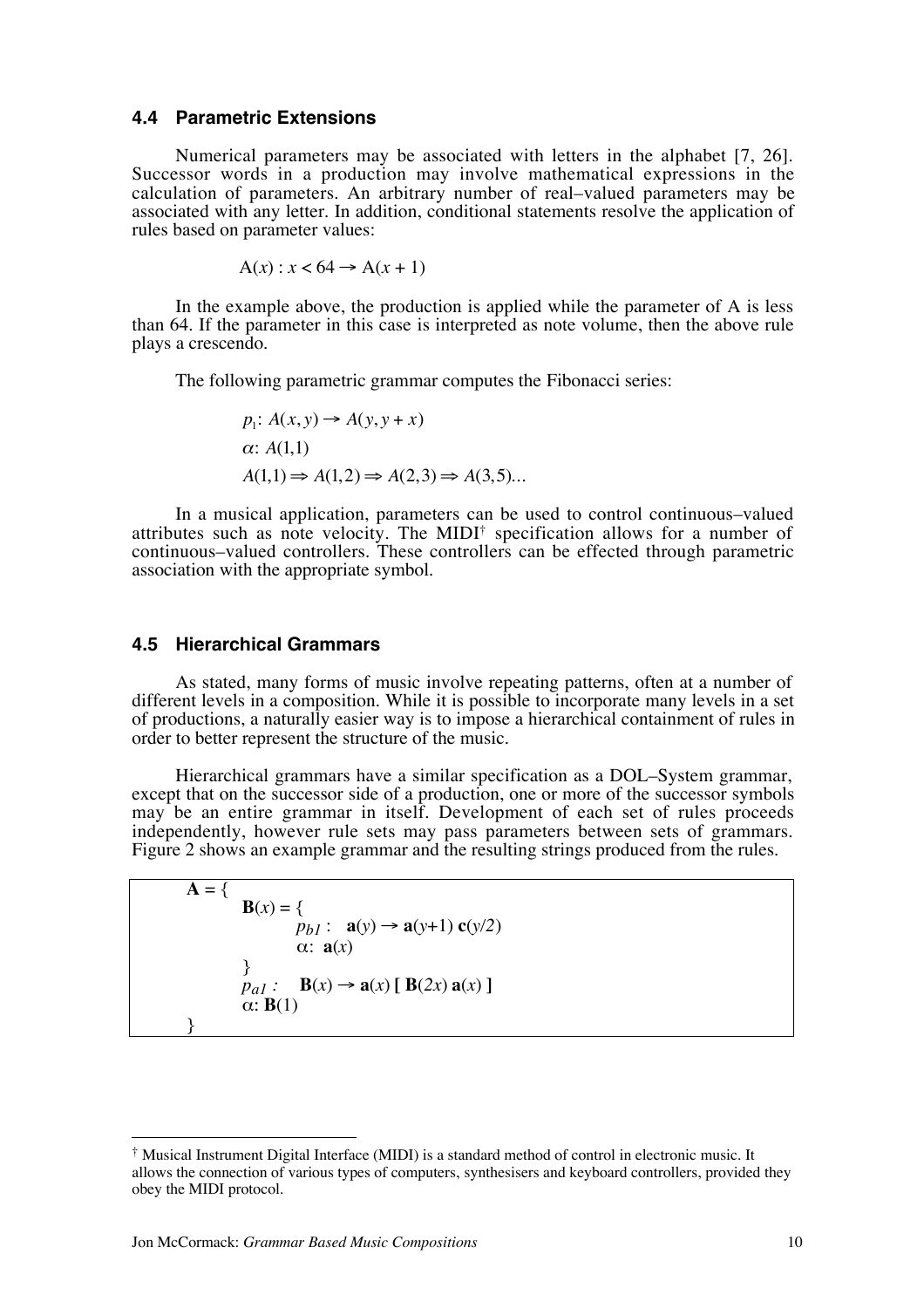### 4.4 Parametric Extensions

Numerical parameters may be associated with letters in the alphabet [7, 26]. Successor words in a production may involve mathematical expressions in the calculation of parameters. An arbitrary number of real–valued parameters may be associated with any letter. In addition, conditional statements resolve the application of rules based on parameter values:

$$\mathrm{A}(x) : x < 64 \rightarrow \mathrm{A}(x + 1)$$

In the example above, the production is applied while the parameter of A is less than 64. If the parameter in this case is interpreted as note volume, then the above rule plays a crescendo.

The following parametric grammar computes the Fibonacci series:

$$p_1\text{: } A(x, y) \rightarrow A(y, y + x)$$
$$\alpha\text{: } A(1,1)$$
$$A(1,1) \Rightarrow A(1,2) \Rightarrow A(2,3) \Rightarrow A(3,5)...$$

In a musical application, parameters can be used to control continuous–valued attributes such as note velocity. The MIDI[†] specification allows for a number of continuous–valued controllers. These controllers can be effected through parametric association with the appropriate symbol.

### 4.5 Hierarchical Grammars

As stated, many forms of music involve repeating patterns, often at a number of different levels in a composition. While it is possible to incorporate many levels in a set of productions, a naturally easier way is to impose a hierarchical containment of rules in order to better represent the structure of the music.

Hierarchical grammars have a similar specification as a DOL–System grammar, except that on the successor side of a production, one or more of the successor symbols may be an entire grammar in itself. Development of each set of rules proceeds independently, however rule sets may pass parameters between sets of grammars. Figure 2 shows an example grammar and the resulting strings produced from the rules.

```
A = {
        B(x) = {
                pb1 :   a(y) → a(y+1) c(y/2)
                α:  a(x)
        }
        pa1 :    B(x) → a(x) [ B(2x) a(x) ]
        α: B(1)
}
```

---

[†] Musical Instrument Digital Interface (MIDI) is a standard method of control in electronic music. It allows the connection of various types of computers, synthesisers and keyboard controllers, provided they obey the MIDI protocol.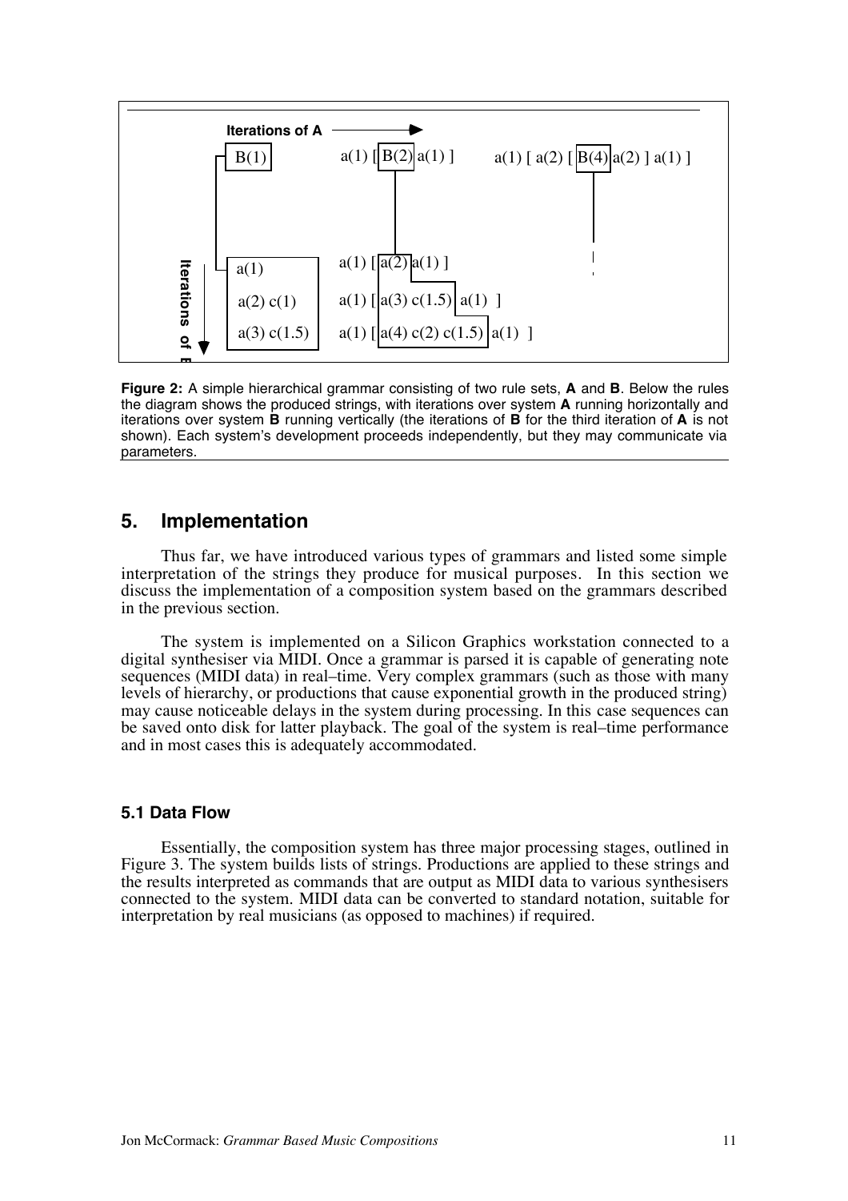Iterations of A

B(1) a(1) [ B(2) a(1) ] a(1) [ a(2) [ B(4) a(2) ] a(1) ]

Iterations of B

a(1) a(1) [ a(2) a(1) ]

a(2) c(1) a(1) [ a(3) c(1.5) a(1) ]

a(3) c(1.5) a(1) [ a(4) c(2) c(1.5) a(1) ]

**Figure 2:** A simple hierarchical grammar consisting of two rule sets, **A** and **B**. Below the rules the diagram shows the produced strings, with iterations over system **A** running horizontally and iterations over system **B** running vertically (the iterations of **B** for the third iteration of **A** is not shown). Each system's development proceeds independently, but they may communicate via parameters.

## 5. Implementation

Thus far, we have introduced various types of grammars and listed some simple interpretation of the strings they produce for musical purposes. In this section we discuss the implementation of a composition system based on the grammars described in the previous section.

The system is implemented on a Silicon Graphics workstation connected to a digital synthesiser via MIDI. Once a grammar is parsed it is capable of generating note sequences (MIDI data) in real–time. Very complex grammars (such as those with many levels of hierarchy, or productions that cause exponential growth in the produced string) may cause noticeable delays in the system during processing. In this case sequences can be saved onto disk for latter playback. The goal of the system is real–time performance and in most cases this is adequately accommodated.

### 5.1 Data Flow

Essentially, the composition system has three major processing stages, outlined in Figure 3. The system builds lists of strings. Productions are applied to these strings and the results interpreted as commands that are output as MIDI data to various synthesisers connected to the system. MIDI data can be converted to standard notation, suitable for interpretation by real musicians (as opposed to machines) if required.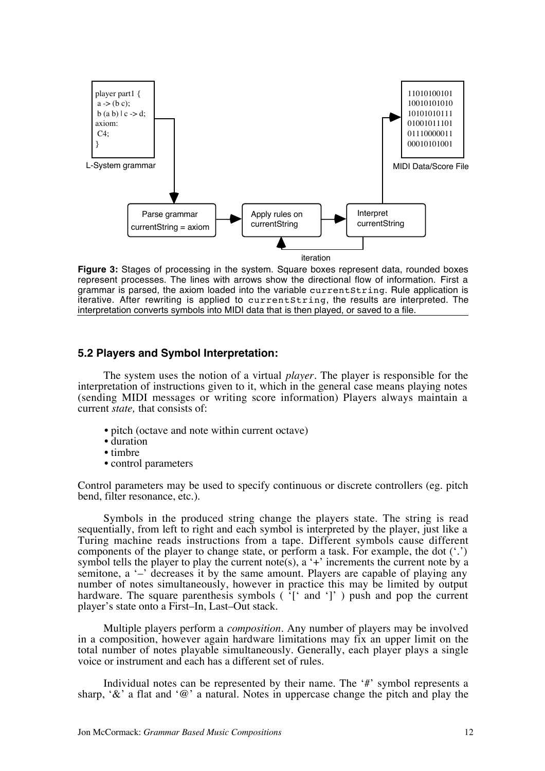```
player part1 {
 a -> (b c);
 b (a b) | c -> d;
axiom:
 C4;
}
```

**Figure 3:** Stages of processing in the system. Square boxes represent data, rounded boxes represent processes. The lines with arrows show the directional flow of information. First a grammar is parsed, the axiom loaded into the variable `currentString`. Rule application is iterative. After rewriting is applied to `currentString`, the results are interpreted. The interpretation converts symbols into MIDI data that is then played, or saved to a file.

### 5.2 Players and Symbol Interpretation:

The system uses the notion of a virtual *player*. The player is responsible for the interpretation of instructions given to it, which in the general case means playing notes (sending MIDI messages or writing score information) Players always maintain a current *state,* that consists of:

- pitch (octave and note within current octave)
- duration
- timbre
- control parameters

Control parameters may be used to specify continuous or discrete controllers (eg. pitch bend, filter resonance, etc.).

Symbols in the produced string change the players state. The string is read sequentially, from left to right and each symbol is interpreted by the player, just like a Turing machine reads instructions from a tape. Different symbols cause different components of the player to change state, or perform a task. For example, the dot ('.') symbol tells the player to play the current note(s), a '+' increments the current note by a semitone, a '–' decreases it by the same amount. Players are capable of playing any number of notes simultaneously, however in practice this may be limited by output hardware. The square parenthesis symbols ( '[' and ']' ) push and pop the current player's state onto a First–In, Last–Out stack.

Multiple players perform a *composition*. Any number of players may be involved in a composition, however again hardware limitations may fix an upper limit on the total number of notes playable simultaneously. Generally, each player plays a single voice or instrument and each has a different set of rules.

Individual notes can be represented by their name. The '#' symbol represents a sharp, '&' a flat and '@' a natural. Notes in uppercase change the pitch and play the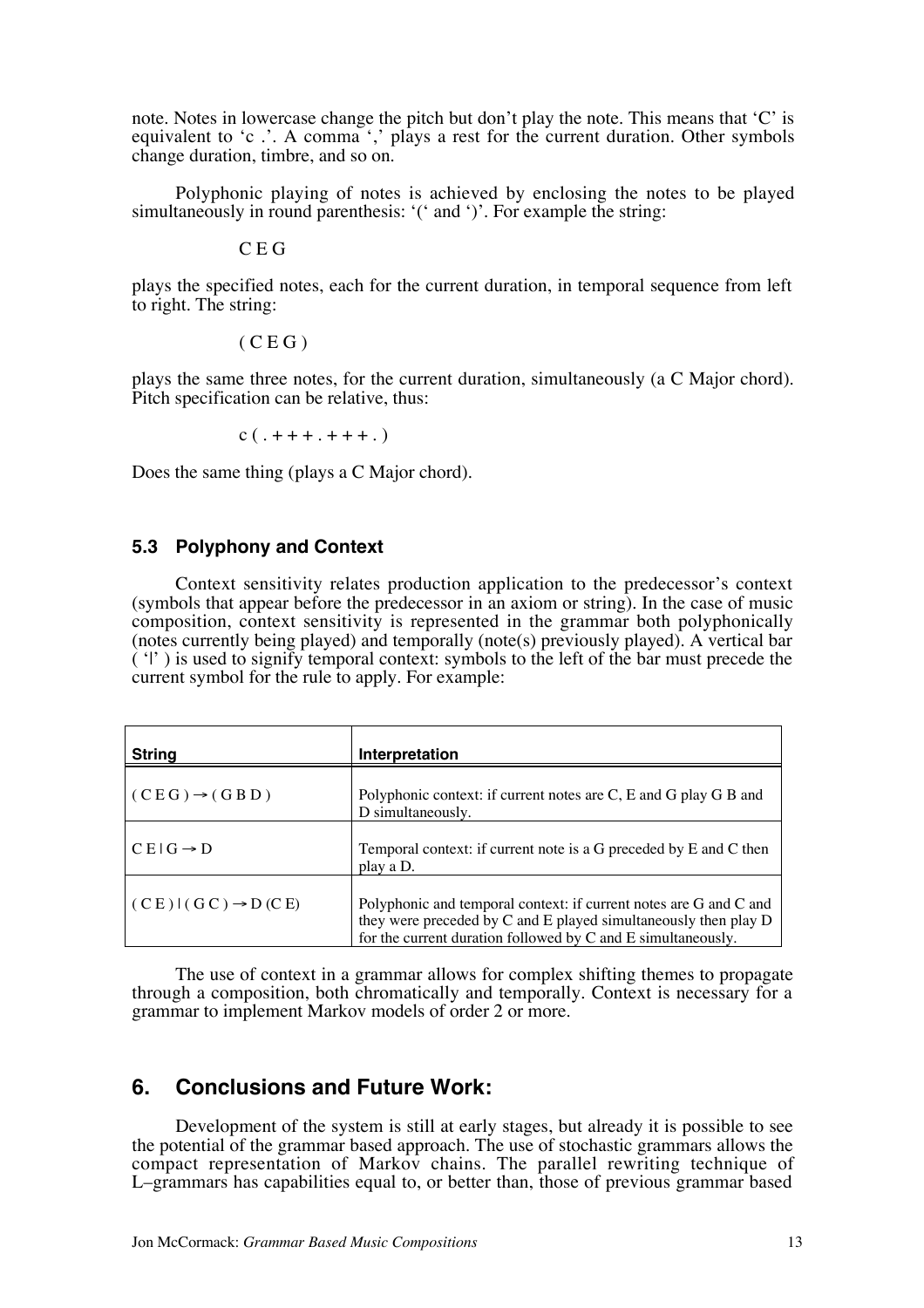note. Notes in lowercase change the pitch but don't play the note. This means that 'C' is equivalent to 'c .'. A comma ',' plays a rest for the current duration. Other symbols change duration, timbre, and so on.

Polyphonic playing of notes is achieved by enclosing the notes to be played simultaneously in round parenthesis: '(' and ')'. For example the string:

C E G

plays the specified notes, each for the current duration, in temporal sequence from left to right. The string:

( C E G )

plays the same three notes, for the current duration, simultaneously (a C Major chord). Pitch specification can be relative, thus:

c ( . + + + . + + + . )

Does the same thing (plays a C Major chord).

### 5.3 Polyphony and Context

Context sensitivity relates production application to the predecessor's context (symbols that appear before the predecessor in an axiom or string). In the case of music composition, context sensitivity is represented in the grammar both polyphonically (notes currently being played) and temporally (note(s) previously played). A vertical bar ( '|' ) is used to signify temporal context: symbols to the left of the bar must precede the current symbol for the rule to apply. For example:

| String | Interpretation |
|---|---|
| ( C E G ) → ( G B D ) | Polyphonic context: if current notes are C, E and G play G B and D simultaneously. |
| C E \| G → D | Temporal context: if current note is a G preceded by E and C then play a D. |
| ( C E ) \| ( G C ) → D (C E) | Polyphonic and temporal context: if current notes are G and C and they were preceded by C and E played simultaneously then play D for the current duration followed by C and E simultaneously. |

The use of context in a grammar allows for complex shifting themes to propagate through a composition, both chromatically and temporally. Context is necessary for a grammar to implement Markov models of order 2 or more.

## 6. Conclusions and Future Work:

Development of the system is still at early stages, but already it is possible to see the potential of the grammar based approach. The use of stochastic grammars allows the compact representation of Markov chains. The parallel rewriting technique of L–grammars has capabilities equal to, or better than, those of previous grammar based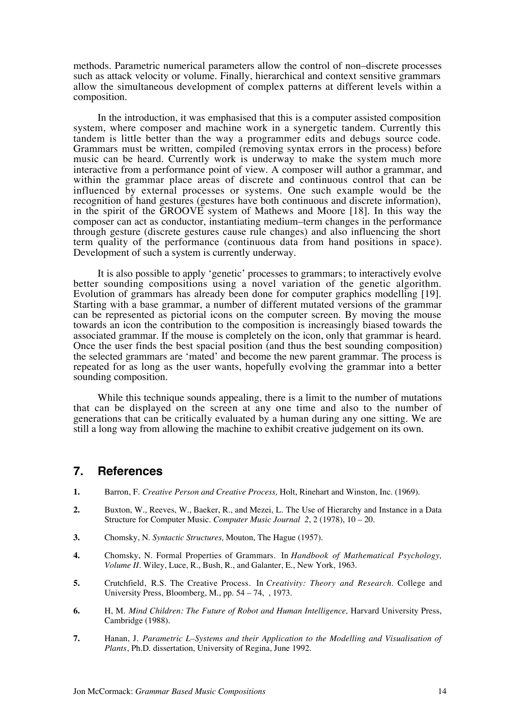methods. Parametric numerical parameters allow the control of non–discrete processes such as attack velocity or volume. Finally, hierarchical and context sensitive grammars allow the simultaneous development of complex patterns at different levels within a composition.

In the introduction, it was emphasised that this is a computer assisted composition system, where composer and machine work in a synergetic tandem. Currently this tandem is little better than the way a programmer edits and debugs source code. Grammars must be written, compiled (removing syntax errors in the process) before music can be heard. Currently work is underway to make the system much more interactive from a performance point of view. A composer will author a grammar, and within the grammar place areas of discrete and continuous control that can be influenced by external processes or systems. One such example would be the recognition of hand gestures (gestures have both continuous and discrete information), in the spirit of the GROOVE system of Mathews and Moore [18]. In this way the composer can act as conductor, instantiating medium–term changes in the performance through gesture (discrete gestures cause rule changes) and also influencing the short term quality of the performance (continuous data from hand positions in space). Development of such a system is currently underway.

It is also possible to apply 'genetic' processes to grammars; to interactively evolve better sounding compositions using a novel variation of the genetic algorithm. Evolution of grammars has already been done for computer graphics modelling [19]. Starting with a base grammar, a number of different mutated versions of the grammar can be represented as pictorial icons on the computer screen. By moving the mouse towards an icon the contribution to the composition is increasingly biased towards the associated grammar. If the mouse is completely on the icon, only that grammar is heard. Once the user finds the best spacial position (and thus the best sounding composition) the selected grammars are 'mated' and become the new parent grammar. The process is repeated for as long as the user wants, hopefully evolving the grammar into a better sounding composition.

While this technique sounds appealing, there is a limit to the number of mutations that can be displayed on the screen at any one time and also to the number of generations that can be critically evaluated by a human during any one sitting. We are still a long way from allowing the machine to exhibit creative judgement on its own.

## 7. References

**1.** Barron, F. *Creative Person and Creative Process,* Holt, Rinehart and Winston, Inc. (1969).

**2.** Buxton, W., Reeves, W., Baeker, R., and Mezei, L. The Use of Hierarchy and Instance in a Data Structure for Computer Music. *Computer Music Journal 2*, 2 (1978), 10 – 20.

**3.** Chomsky, N. *Syntactic Structures,* Mouton, The Hague (1957).

**4.** Chomsky, N. Formal Properties of Grammars. In *Handbook of Mathematical Psychology, Volume II*. Wiley, Luce, R., Bush, R., and Galanter, E., New York, 1963.

**5.** Crutchfield, R.S. The Creative Process. In *Creativity: Theory and Research*. College and University Press, Bloomberg, M., pp. 54 – 74, , 1973.

**6.** H, M. *Mind Children: The Future of Robot and Human Intelligence,* Harvard University Press, Cambridge (1988).

**7.** Hanan, J. *Parametric L–Systems and their Application to the Modelling and Visualisation of Plants*, Ph.D. dissertation, University of Regina, June 1992.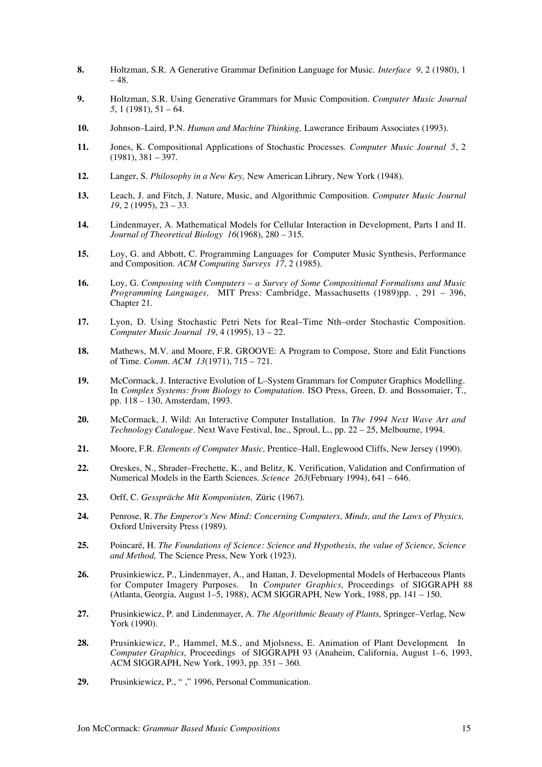**8.** Holtzman, S.R. A Generative Grammar Definition Language for Music. *Interface 9*, 2 (1980), 1 – 48.

**9.** Holtzman, S.R. Using Generative Grammars for Music Composition. *Computer Music Journal 5*, 1 (1981), 51 – 64.

**10.** Johnson–Laird, P.N. *Human and Machine Thinking,* Lawerance Eribaum Associates (1993).

**11.** Jones, K. Compositional Applications of Stochastic Processes. *Computer Music Journal 5*, 2 (1981), 381 – 397.

**12.** Langer, S. *Philosophy in a New Key,* New American Library, New York (1948).

**13.** Leach, J. and Fitch, J. Nature, Music, and Algorithmic Composition. *Computer Music Journal 19*, 2 (1995), 23 – 33.

**14.** Lindenmayer, A. Mathematical Models for Cellular Interaction in Development, Parts I and II. *Journal of Theoretical Biology 16*(1968), 280 – 315.

**15.** Loy, G. and Abbott, C. Programming Languages for Computer Music Synthesis, Performance and Composition. *ACM Computing Surveys 17*, 2 (1985).

**16.** Loy, G. *Composing with Computers – a Survey of Some Compositional Formalisms and Music Programming Languages,* MIT Press: Cambridge, Massachusetts (1989)pp. , 291 – 396, Chapter 21.

**17.** Lyon, D. Using Stochastic Petri Nets for Real–Time Nth–order Stochastic Composition. *Computer Music Journal 19*, 4 (1995), 13 – 22.

**18.** Mathews, M.V. and Moore, F.R. GROOVE: A Program to Compose, Store and Edit Functions of Time. *Comm. ACM 13*(1971), 715 – 721.

**19.** McCormack, J. Interactive Evolution of L–System Grammars for Computer Graphics Modelling. In *Complex Systems: from Biology to Computation*. ISO Press, Green, D. and Bossomaier, T., pp. 118 – 130, Amsterdam, 1993.

**20.** McCormack, J. Wild: An Interactive Computer Installation. In *The 1994 Next Wave Art and Technology Catalogue*. Next Wave Festival, Inc., Sproul, L., pp. 22 – 25, Melbourne, 1994.

**21.** Moore, F.R. *Elements of Computer Music,* Prentice–Hall, Englewood Cliffs, New Jersey (1990).

**22.** Oreskes, N., Shrader–Frechette, K., and Belitz, K. Verification, Validation and Confirmation of Numerical Models in the Earth Sciences. *Science 263*(February 1994), 641 – 646.

**23.** Orff, C. *Gesspräche Mit Komponisten,* Züric (1967).

**24.** Penrose, R. *The Emperor's New Mind: Concerning Computers, Minds, and the Laws of Physics,* Oxford University Press (1989).

**25.** Poincaré, H. *The Foundations of Science: Science and Hypothesis, the value of Science, Science and Method,* The Science Press, New York (1923).

**26.** Prusinkiewicz, P., Lindenmayer, A., and Hanan, J. Developmental Models of Herbaceous Plants for Computer Imagery Purposes. In *Computer Graphics,* Proceedings of SIGGRAPH 88 (Atlanta, Georgia, August 1–5, 1988), ACM SIGGRAPH, New York, 1988, pp. 141 – 150.

**27.** Prusinkiewicz, P. and Lindenmayer, A. *The Algorithmic Beauty of Plants,* Springer–Verlag, New York (1990).

**28.** Prusinkiewicz, P., Hammel, M.S., and Mjolsness, E. Animation of Plant Development. In *Computer Graphics,* Proceedings of SIGGRAPH 93 (Anaheim, California, August 1–6, 1993, ACM SIGGRAPH, New York, 1993, pp. 351 – 360.

**29.** Prusinkiewicz, P., " ," 1996, Personal Communication.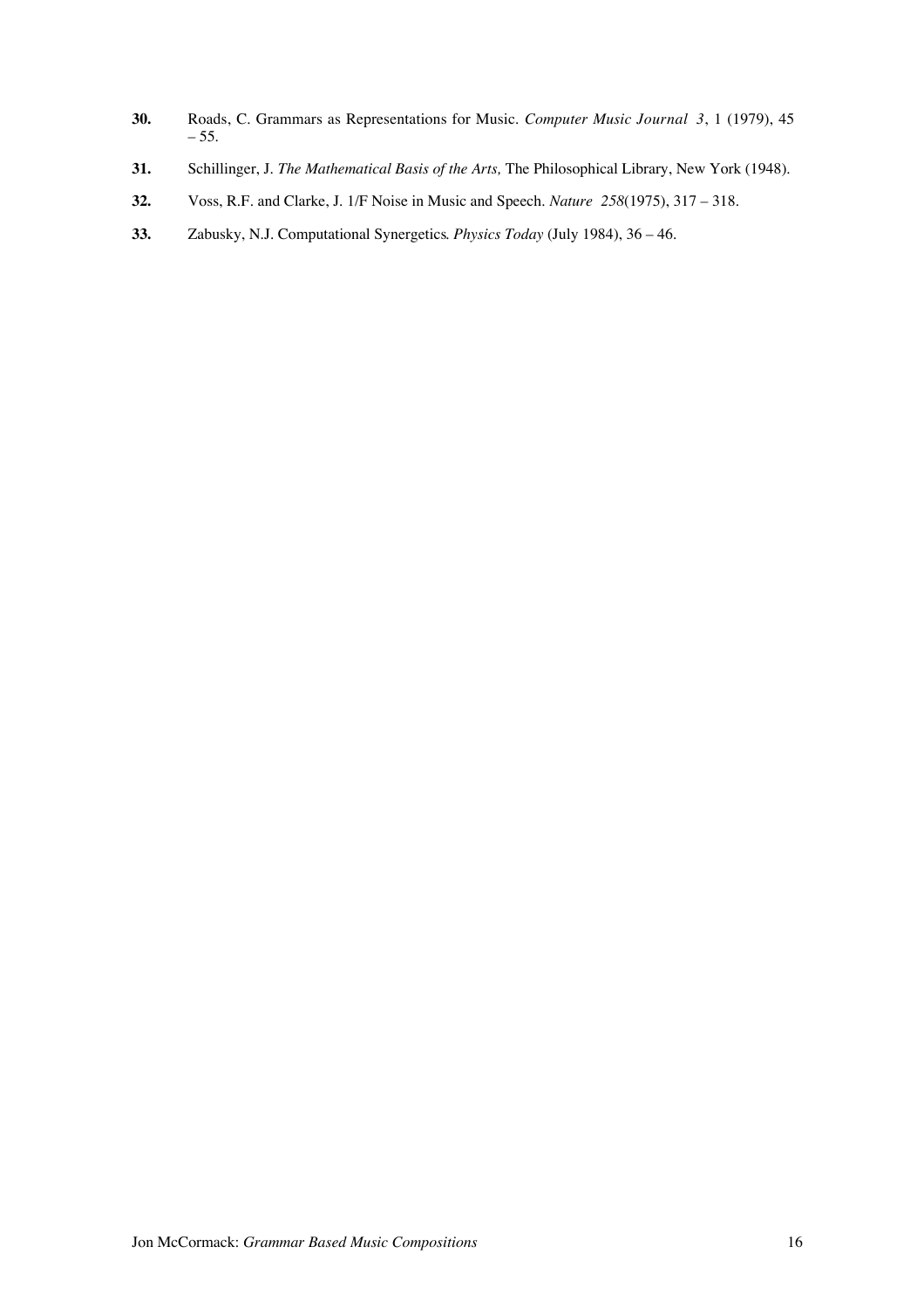**30.** Roads, C. Grammars as Representations for Music. *Computer Music Journal 3*, 1 (1979), 45 – 55.

**31.** Schillinger, J. *The Mathematical Basis of the Arts,* The Philosophical Library, New York (1948).

**32.** Voss, R.F. and Clarke, J. 1/F Noise in Music and Speech. *Nature 258*(1975), 317 – 318.

**33.** Zabusky, N.J. Computational Synergetics*. Physics Today* (July 1984), 36 – 46.